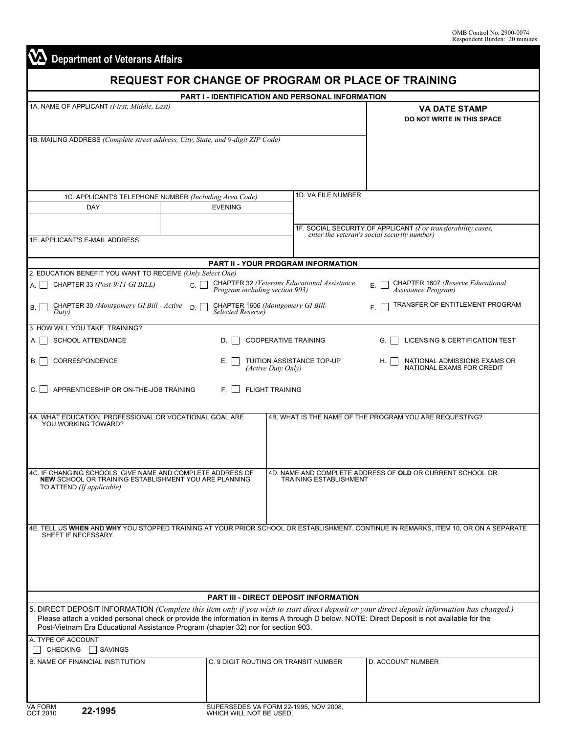OMB Control No. 2900-0074
Respondent Burden: 20 minutes

**Department of Veterans Affairs**

# REQUEST FOR CHANGE OF PROGRAM OR PLACE OF TRAINING

## PART I - IDENTIFICATION AND PERSONAL INFORMATION

1A. NAME OF APPLICANT *(First, Middle, Last)*

**VA DATE STAMP**
**DO NOT WRITE IN THIS SPACE**

1B. MAILING ADDRESS *(Complete street address, City, State, and 9-digit ZIP Code)*

1C. APPLICANT'S TELEPHONE NUMBER *(Including Area Code)*

| DAY | EVENING |
|---|---|
| | |

1D. VA FILE NUMBER

1E. APPLICANT'S E-MAIL ADDRESS

1F. SOCIAL SECURITY OF APPLICANT *(For transferability cases, enter the veteran's social security number)*

## PART II - YOUR PROGRAM INFORMATION

2. EDUCATION BENEFIT YOU WANT TO RECEIVE *(Only Select One)*

- A. ☐ CHAPTER 33 *(Post-9/11 GI BILL)*
- B. ☐ CHAPTER 30 *(Montgomery GI Bill - Active Duty)*
- C. ☐ CHAPTER 32 *(Veterans Educational Assistance Program including section 903)*
- D. ☐ CHAPTER 1606 *(Montgomery GI Bill-Selected Reserve)*
- E. ☐ CHAPTER 1607 *(Reserve Educational Assistance Program)*
- F. ☐ TRANSFER OF ENTITLEMENT PROGRAM

3. HOW WILL YOU TAKE TRAINING?

- A. ☐ SCHOOL ATTENDANCE
- B. ☐ CORRESPONDENCE
- C. ☐ APPRENTICESHIP OR ON-THE-JOB TRAINING
- D. ☐ COOPERATIVE TRAINING
- E. ☐ TUITION ASSISTANCE TOP-UP *(Active Duty Only)*
- F. ☐ FLIGHT TRAINING
- G. ☐ LICENSING & CERTIFICATION TEST
- H. ☐ NATIONAL ADMISSIONS EXAMS OR NATIONAL EXAMS FOR CREDIT

4A. WHAT EDUCATION, PROFESSIONAL OR VOCATIONAL GOAL ARE YOU WORKING TOWARD?

4B. WHAT IS THE NAME OF THE PROGRAM YOU ARE REQUESTING?

4C. IF CHANGING SCHOOLS, GIVE NAME AND COMPLETE ADDRESS OF **NEW** SCHOOL OR TRAINING ESTABLISHMENT YOU ARE PLANNING TO ATTEND *(If applicable)*

4D. NAME AND COMPLETE ADDRESS OF **OLD** OR CURRENT SCHOOL OR TRAINING ESTABLISHMENT

4E. TELL US **WHEN** AND **WHY** YOU STOPPED TRAINING AT YOUR PRIOR SCHOOL OR ESTABLISHMENT. CONTINUE IN REMARKS, ITEM 10, OR ON A SEPARATE SHEET IF NECESSARY.

## PART III - DIRECT DEPOSIT INFORMATION

5. DIRECT DEPOSIT INFORMATION *(Complete this item only if you wish to start direct deposit or your direct deposit information has changed.)* Please attach a voided personal check or provide the information in items A through D below. NOTE: Direct Deposit is not available for the Post-Vietnam Era Educational Assistance Program (chapter 32) nor for section 903.

A. TYPE OF ACCOUNT
☐ CHECKING ☐ SAVINGS

| B. NAME OF FINANCIAL INSTITUTION | C. 9 DIGIT ROUTING OR TRANSIT NUMBER | D. ACCOUNT NUMBER |
|---|---|---|
| | | |

VA FORM OCT 2010 **22-1995** SUPERSEDES VA FORM 22-1995, NOV 2008, WHICH WILL NOT BE USED.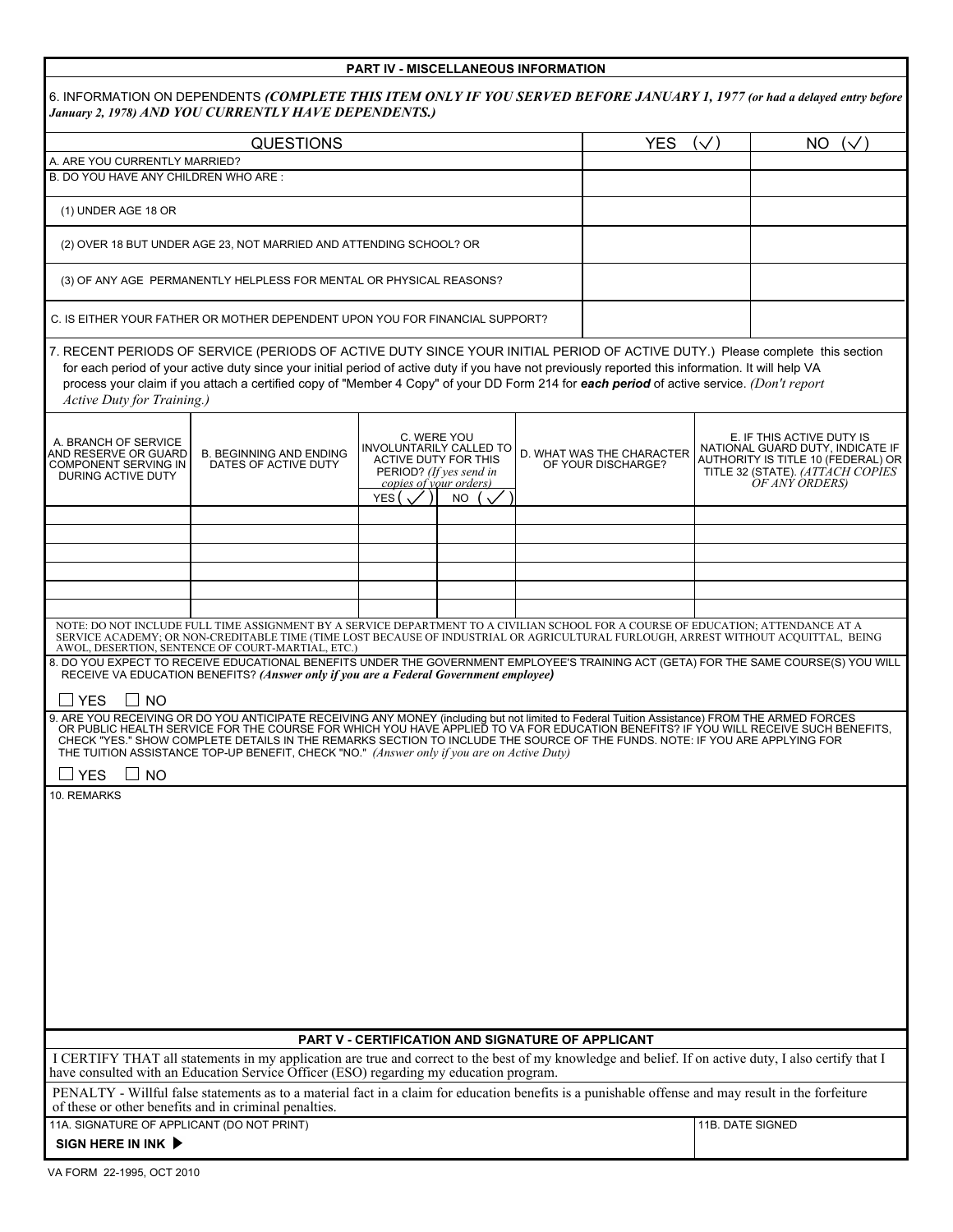## PART IV - MISCELLANEOUS INFORMATION

6. INFORMATION ON DEPENDENTS ***(COMPLETE THIS ITEM ONLY IF YOU SERVED BEFORE JANUARY 1, 1977** (or had a delayed entry before January 2, 1978)* ***AND YOU CURRENTLY HAVE DEPENDENTS.)***

| QUESTIONS | YES (✓) | NO (✓) |
|---|---|---|
| A. ARE YOU CURRENTLY MARRIED? | | |
| B. DO YOU HAVE ANY CHILDREN WHO ARE : | | |
| (1) UNDER AGE 18 OR | | |
| (2) OVER 18 BUT UNDER AGE 23, NOT MARRIED AND ATTENDING SCHOOL? OR | | |
| (3) OF ANY AGE PERMANENTLY HELPLESS FOR MENTAL OR PHYSICAL REASONS? | | |
| C. IS EITHER YOUR FATHER OR MOTHER DEPENDENT UPON YOU FOR FINANCIAL SUPPORT? | | |

7. RECENT PERIODS OF SERVICE (PERIODS OF ACTIVE DUTY SINCE YOUR INITIAL PERIOD OF ACTIVE DUTY.) Please complete this section for each period of your active duty since your initial period of active duty if you have not previously reported this information. It will help VA process your claim if you attach a certified copy of "Member 4 Copy" of your DD Form 214 for ***each period*** of active service. *(Don't report Active Duty for Training.)*

| A. BRANCH OF SERVICE AND RESERVE OR GUARD COMPONENT SERVING IN DURING ACTIVE DUTY | B. BEGINNING AND ENDING DATES OF ACTIVE DUTY | C. WERE YOU INVOLUNTARILY CALLED TO ACTIVE DUTY FOR THIS PERIOD? *(If yes send in copies of your orders)* | | D. WHAT WAS THE CHARACTER OF YOUR DISCHARGE? | E. IF THIS ACTIVE DUTY IS NATIONAL GUARD DUTY, INDICATE IF AUTHORITY IS TITLE 10 (FEDERAL) OR TITLE 32 (STATE). *(ATTACH COPIES OF ANY ORDERS)* |
|---|---|---|---|---|---|
| | | YES (✓) | NO (✓) | | |
| | | | | | |
| | | | | | |
| | | | | | |
| | | | | | |
| | | | | | |
| | | | | | |

NOTE: DO NOT INCLUDE FULL TIME ASSIGNMENT BY A SERVICE DEPARTMENT TO A CIVILIAN SCHOOL FOR A COURSE OF EDUCATION; ATTENDANCE AT A SERVICE ACADEMY; OR NON-CREDITABLE TIME (TIME LOST BECAUSE OF INDUSTRIAL OR AGRICULTURAL FURLOUGH, ARREST WITHOUT ACQUITTAL, BEING AWOL, DESERTION, SENTENCE OF COURT-MARTIAL, ETC.)

8. DO YOU EXPECT TO RECEIVE EDUCATIONAL BENEFITS UNDER THE GOVERNMENT EMPLOYEE'S TRAINING ACT (GETA) FOR THE SAME COURSE(S) YOU WILL RECEIVE VA EDUCATION BENEFITS? ***(Answer only if you are a Federal Government employee)***

☐ YES ☐ NO

9. ARE YOU RECEIVING OR DO YOU ANTICIPATE RECEIVING ANY MONEY (including but not limited to Federal Tuition Assistance) FROM THE ARMED FORCES OR PUBLIC HEALTH SERVICE FOR THE COURSE FOR WHICH YOU HAVE APPLIED TO VA FOR EDUCATION BENEFITS? IF YOU WILL RECEIVE SUCH BENEFITS, CHECK "YES." SHOW COMPLETE DETAILS IN THE REMARKS SECTION TO INCLUDE THE SOURCE OF THE FUNDS. NOTE: IF YOU ARE APPLYING FOR THE TUITION ASSISTANCE TOP-UP BENEFIT, CHECK "NO." *(Answer only if you are on Active Duty)*

☐ YES ☐ NO

10. REMARKS

## PART V - CERTIFICATION AND SIGNATURE OF APPLICANT

I CERTIFY THAT all statements in my application are true and correct to the best of my knowledge and belief. If on active duty, I also certify that I have consulted with an Education Service Officer (ESO) regarding my education program.

PENALTY - Willful false statements as to a material fact in a claim for education benefits is a punishable offense and may result in the forfeiture of these or other benefits and in criminal penalties.

| 11A. SIGNATURE OF APPLICANT (DO NOT PRINT) | 11B. DATE SIGNED |
|---|---|
| **SIGN HERE IN INK ▶** | |

VA FORM 22-1995, OCT 2010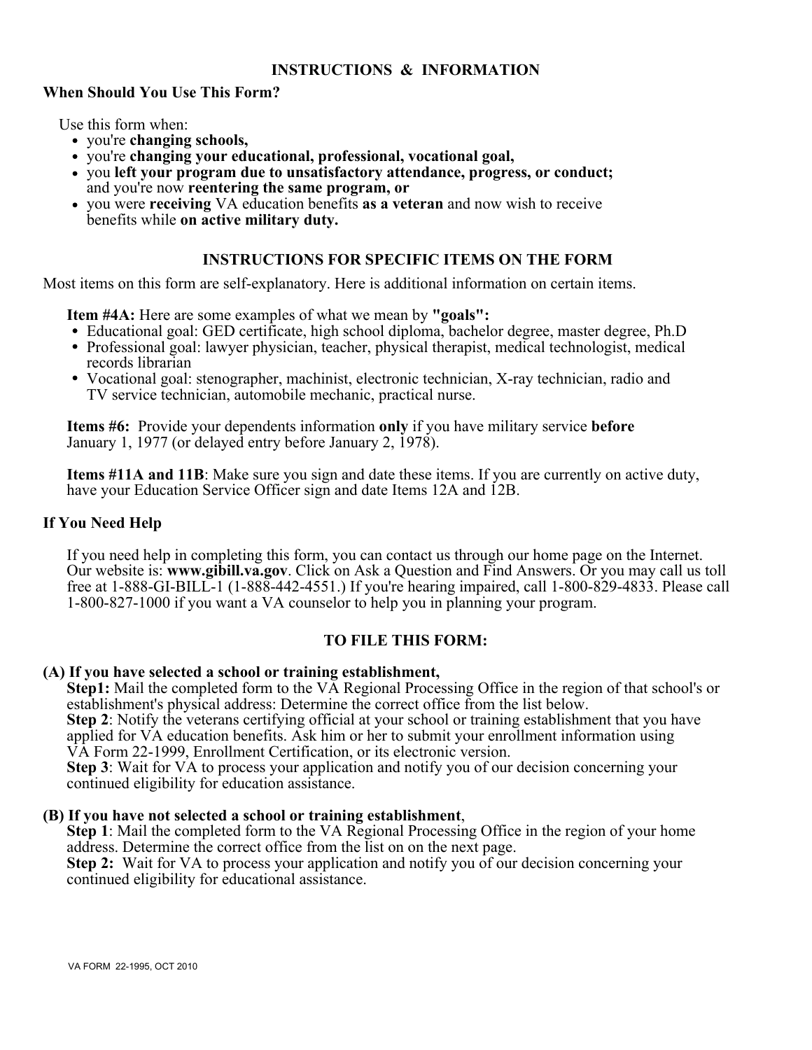# INSTRUCTIONS & INFORMATION

## When Should You Use This Form?

Use this form when:

- you're **changing schools,**
- you're **changing your educational, professional, vocational goal,**
- you **left your program due to unsatisfactory attendance, progress, or conduct;** and you're now **reentering the same program, or**
- you were **receiving** VA education benefits **as a veteran** and now wish to receive benefits while **on active military duty.**

## INSTRUCTIONS FOR SPECIFIC ITEMS ON THE FORM

Most items on this form are self-explanatory. Here is additional information on certain items.

**Item #4A:** Here are some examples of what we mean by **"goals":**

- Educational goal: GED certificate, high school diploma, bachelor degree, master degree, Ph.D
- Professional goal: lawyer physician, teacher, physical therapist, medical technologist, medical records librarian
- Vocational goal: stenographer, machinist, electronic technician, X-ray technician, radio and TV service technician, automobile mechanic, practical nurse.

**Items #6:** Provide your dependents information **only** if you have military service **before** January 1, 1977 (or delayed entry before January 2, 1978).

**Items #11A and 11B**: Make sure you sign and date these items. If you are currently on active duty, have your Education Service Officer sign and date Items 12A and 12B.

## If You Need Help

If you need help in completing this form, you can contact us through our home page on the Internet. Our website is: **www.gibill.va.gov**. Click on Ask a Question and Find Answers. Or you may call us toll free at 1-888-GI-BILL-1 (1-888-442-4551.) If you're hearing impaired, call 1-800-829-4833. Please call 1-800-827-1000 if you want a VA counselor to help you in planning your program.

## TO FILE THIS FORM:

**(A) If you have selected a school or training establishment,**

**Step1:** Mail the completed form to the VA Regional Processing Office in the region of that school's or establishment's physical address: Determine the correct office from the list below.
**Step 2**: Notify the veterans certifying official at your school or training establishment that you have applied for VA education benefits. Ask him or her to submit your enrollment information using VA Form 22-1999, Enrollment Certification, or its electronic version.
**Step 3**: Wait for VA to process your application and notify you of our decision concerning your continued eligibility for education assistance.

**(B) If you have not selected a school or training establishment**,

**Step 1**: Mail the completed form to the VA Regional Processing Office in the region of your home address. Determine the correct office from the list on on the next page.
**Step 2:** Wait for VA to process your application and notify you of our decision concerning your continued eligibility for educational assistance.

VA FORM 22-1995, OCT 2010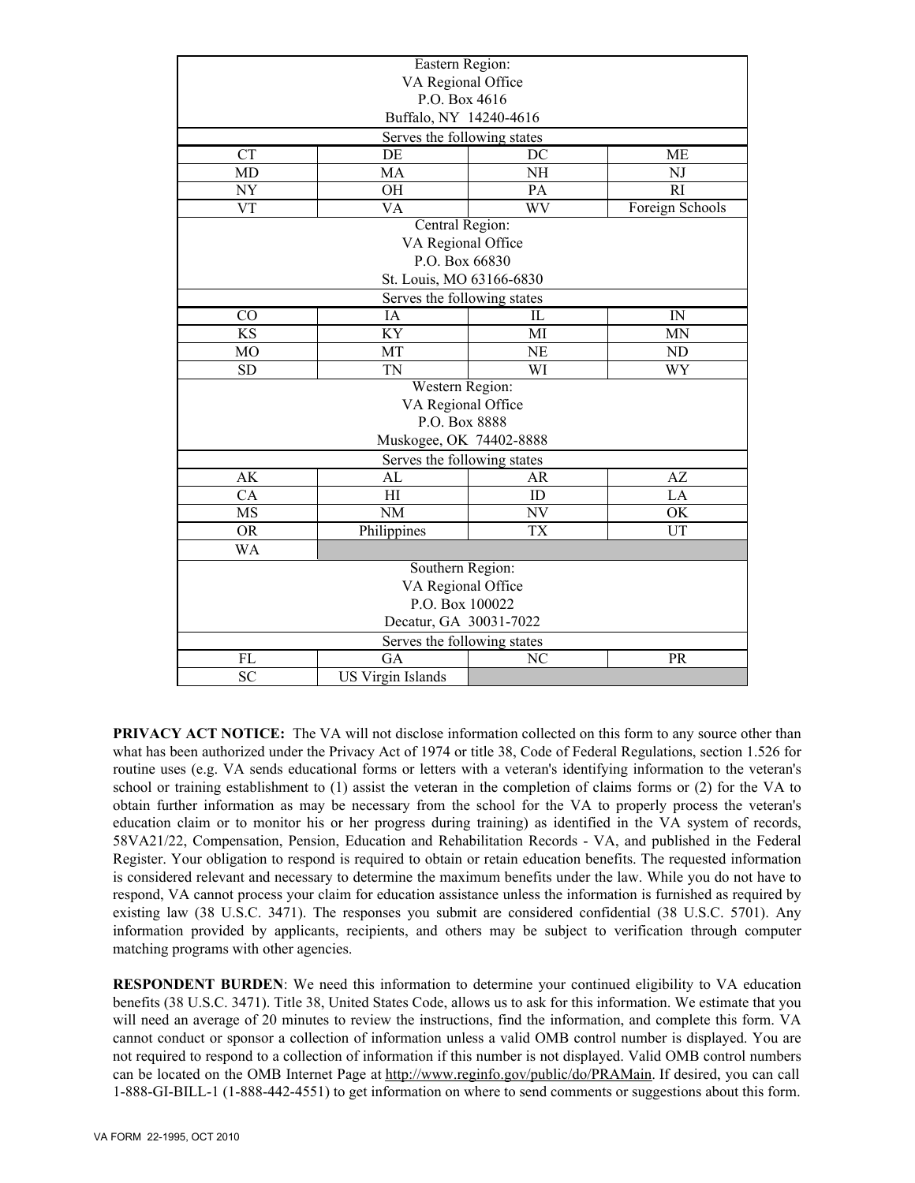| | | | |
|---|---|---|---|
| Eastern Region:<br>VA Regional Office<br>P.O. Box 4616<br>Buffalo, NY 14240-4616 | | | |
| Serves the following states | | | |
| CT | DE | DC | ME |
| MD | MA | NH | NJ |
| NY | OH | PA | RI |
| VT | VA | WV | Foreign Schools |
| Central Region:<br>VA Regional Office<br>P.O. Box 66830<br>St. Louis, MO 63166-6830 | | | |
| Serves the following states | | | |
| CO | IA | IL | IN |
| KS | KY | MI | MN |
| MO | MT | NE | ND |
| SD | TN | WI | WY |
| Western Region:<br>VA Regional Office<br>P.O. Box 8888<br>Muskogee, OK 74402-8888 | | | |
| Serves the following states | | | |
| AK | AL | AR | AZ |
| CA | HI | ID | LA |
| MS | NM | NV | OK |
| OR | Philippines | TX | UT |
| WA | | | |
| Southern Region:<br>VA Regional Office<br>P.O. Box 100022<br>Decatur, GA 30031-7022 | | | |
| Serves the following states | | | |
| FL | GA | NC | PR |
| SC | US Virgin Islands | | |

**PRIVACY ACT NOTICE:** The VA will not disclose information collected on this form to any source other than what has been authorized under the Privacy Act of 1974 or title 38, Code of Federal Regulations, section 1.526 for routine uses (e.g. VA sends educational forms or letters with a veteran's identifying information to the veteran's school or training establishment to (1) assist the veteran in the completion of claims forms or (2) for the VA to obtain further information as may be necessary from the school for the VA to properly process the veteran's education claim or to monitor his or her progress during training) as identified in the VA system of records, 58VA21/22, Compensation, Pension, Education and Rehabilitation Records - VA, and published in the Federal Register. Your obligation to respond is required to obtain or retain education benefits. The requested information is considered relevant and necessary to determine the maximum benefits under the law. While you do not have to respond, VA cannot process your claim for education assistance unless the information is furnished as required by existing law (38 U.S.C. 3471). The responses you submit are considered confidential (38 U.S.C. 5701). Any information provided by applicants, recipients, and others may be subject to verification through computer matching programs with other agencies.

**RESPONDENT BURDEN**: We need this information to determine your continued eligibility to VA education benefits (38 U.S.C. 3471). Title 38, United States Code, allows us to ask for this information. We estimate that you will need an average of 20 minutes to review the instructions, find the information, and complete this form. VA cannot conduct or sponsor a collection of information unless a valid OMB control number is displayed. You are not required to respond to a collection of information if this number is not displayed. Valid OMB control numbers can be located on the OMB Internet Page at http://www.reginfo.gov/public/do/PRAMain. If desired, you can call 1-888-GI-BILL-1 (1-888-442-4551) to get information on where to send comments or suggestions about this form.

VA FORM 22-1995, OCT 2010